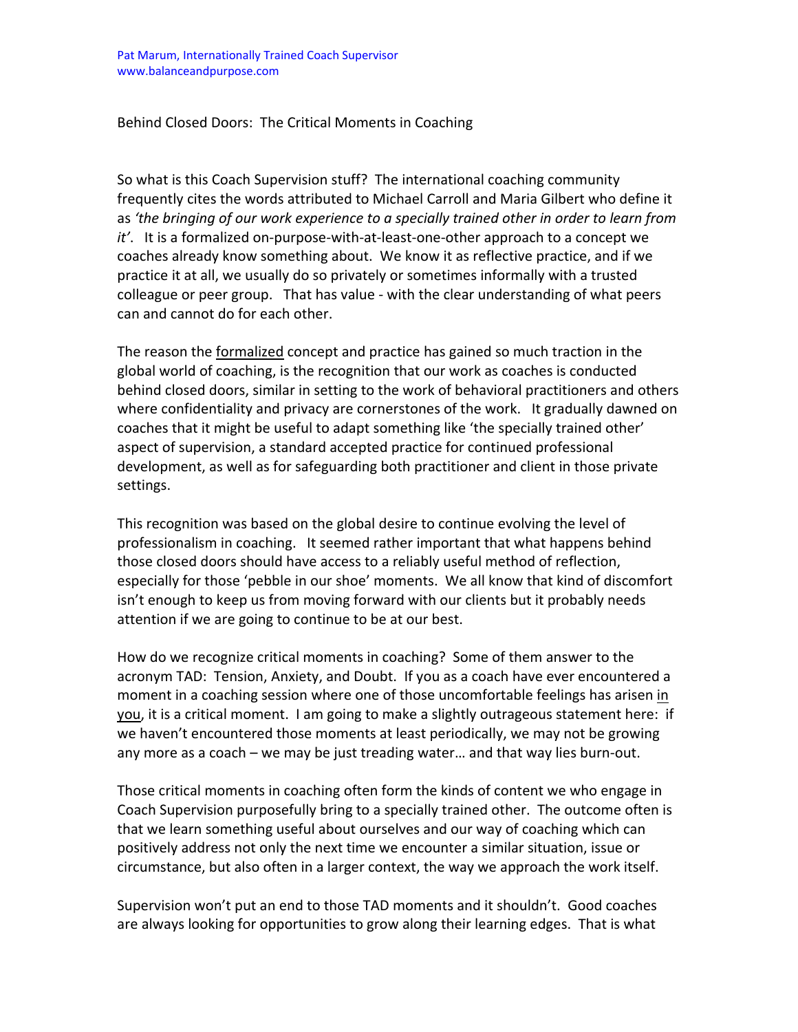Pat Marum, Internationally Trained Coach Supervisor
www.balanceandpurpose.com

# Behind Closed Doors: The Critical Moments in Coaching

So what is this Coach Supervision stuff? The international coaching community frequently cites the words attributed to Michael Carroll and Maria Gilbert who define it as *'the bringing of our work experience to a specially trained other in order to learn from it'*. It is a formalized on-purpose-with-at-least-one-other approach to a concept we coaches already know something about. We know it as reflective practice, and if we practice it at all, we usually do so privately or sometimes informally with a trusted colleague or peer group. That has value - with the clear understanding of what peers can and cannot do for each other.

The reason the <u>formalized</u> concept and practice has gained so much traction in the global world of coaching, is the recognition that our work as coaches is conducted behind closed doors, similar in setting to the work of behavioral practitioners and others where confidentiality and privacy are cornerstones of the work. It gradually dawned on coaches that it might be useful to adapt something like 'the specially trained other' aspect of supervision, a standard accepted practice for continued professional development, as well as for safeguarding both practitioner and client in those private settings.

This recognition was based on the global desire to continue evolving the level of professionalism in coaching. It seemed rather important that what happens behind those closed doors should have access to a reliably useful method of reflection, especially for those 'pebble in our shoe' moments. We all know that kind of discomfort isn't enough to keep us from moving forward with our clients but it probably needs attention if we are going to continue to be at our best.

How do we recognize critical moments in coaching? Some of them answer to the acronym TAD: Tension, Anxiety, and Doubt. If you as a coach have ever encountered a moment in a coaching session where one of those uncomfortable feelings has arisen <u>in you</u>, it is a critical moment. I am going to make a slightly outrageous statement here: if we haven't encountered those moments at least periodically, we may not be growing any more as a coach – we may be just treading water… and that way lies burn-out.

Those critical moments in coaching often form the kinds of content we who engage in Coach Supervision purposefully bring to a specially trained other. The outcome often is that we learn something useful about ourselves and our way of coaching which can positively address not only the next time we encounter a similar situation, issue or circumstance, but also often in a larger context, the way we approach the work itself.

Supervision won't put an end to those TAD moments and it shouldn't. Good coaches are always looking for opportunities to grow along their learning edges. That is what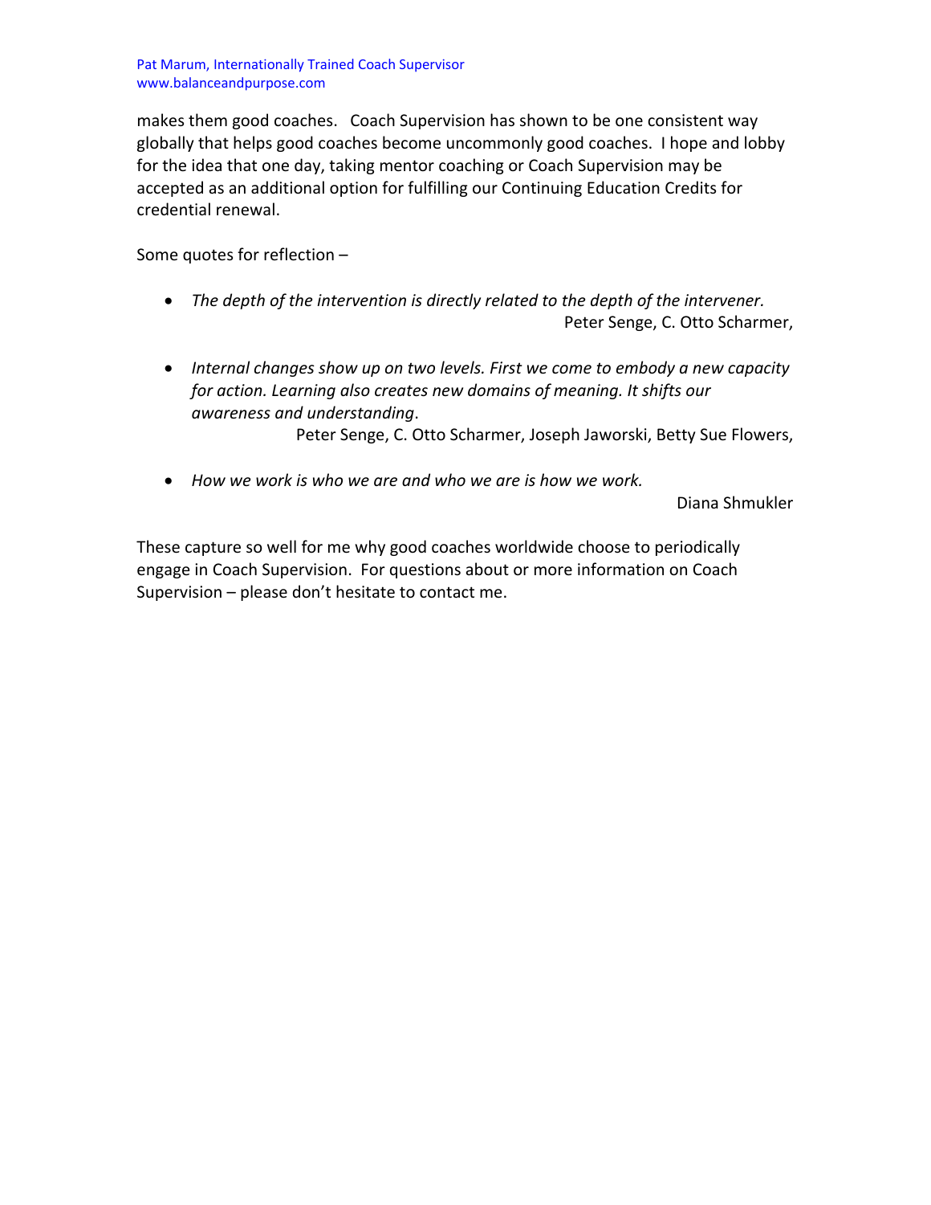makes them good coaches.  Coach Supervision has shown to be one consistent way globally that helps good coaches become uncommonly good coaches.  I hope and lobby for the idea that one day, taking mentor coaching or Coach Supervision may be accepted as an additional option for fulfilling our Continuing Education Credits for credential renewal.

Some quotes for reflection –

- *The depth of the intervention is directly related to the depth of the intervener.*
  Peter Senge, C. Otto Scharmer,

- *Internal changes show up on two levels. First we come to embody a new capacity for action. Learning also creates new domains of meaning. It shifts our awareness and understanding.*
  Peter Senge, C. Otto Scharmer, Joseph Jaworski, Betty Sue Flowers,

- *How we work is who we are and who we are is how we work.*
  Diana Shmukler

These capture so well for me why good coaches worldwide choose to periodically engage in Coach Supervision.  For questions about or more information on Coach Supervision – please don't hesitate to contact me.